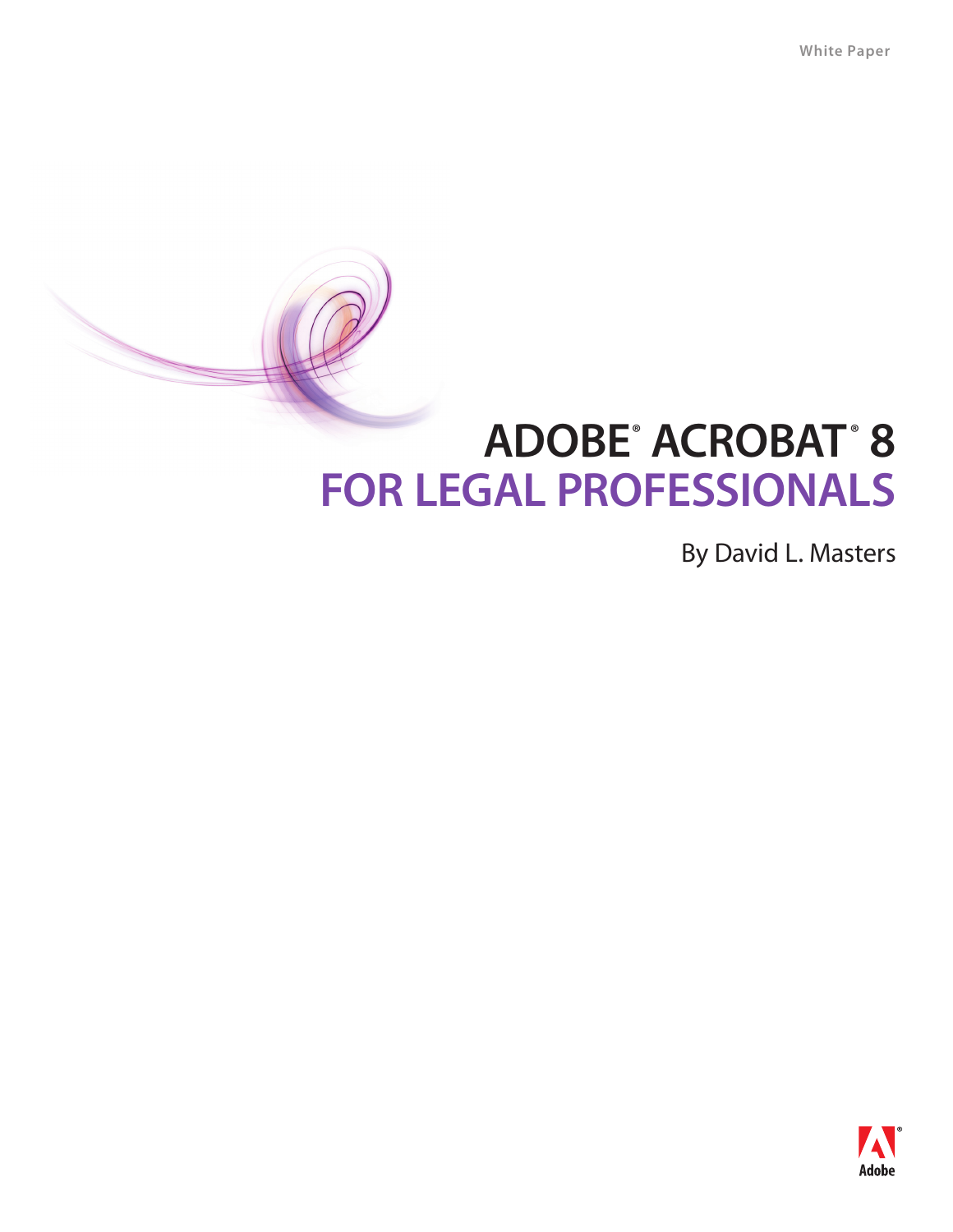White Paper

# ADOBE® ACROBAT® 8
# FOR LEGAL PROFESSIONALS

By David L. Masters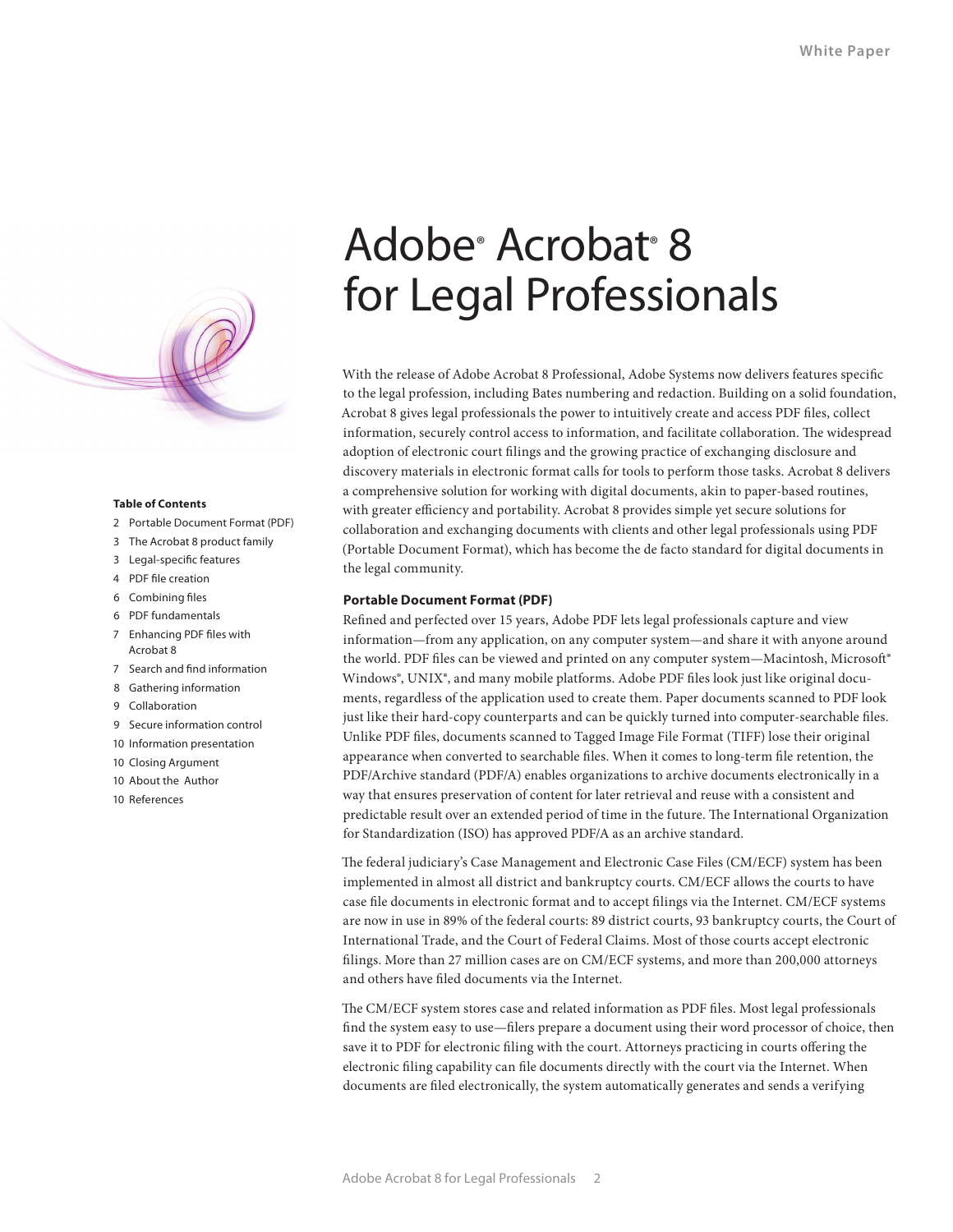White Paper

# Adobe® Acrobat® 8 for Legal Professionals

**Table of Contents**

- 2 Portable Document Format (PDF)
- 3 The Acrobat 8 product family
- 3 Legal-specific features
- 4 PDF file creation
- 6 Combining files
- 6 PDF fundamentals
- 7 Enhancing PDF files with Acrobat 8
- 7 Search and find information
- 8 Gathering information
- 9 Collaboration
- 9 Secure information control
- 10 Information presentation
- 10 Closing Argument
- 10 About the Author
- 10 References

With the release of Adobe Acrobat 8 Professional, Adobe Systems now delivers features specific to the legal profession, including Bates numbering and redaction. Building on a solid foundation, Acrobat 8 gives legal professionals the power to intuitively create and access PDF files, collect information, securely control access to information, and facilitate collaboration. The widespread adoption of electronic court filings and the growing practice of exchanging disclosure and discovery materials in electronic format calls for tools to perform those tasks. Acrobat 8 delivers a comprehensive solution for working with digital documents, akin to paper-based routines, with greater efficiency and portability. Acrobat 8 provides simple yet secure solutions for collaboration and exchanging documents with clients and other legal professionals using PDF (Portable Document Format), which has become the de facto standard for digital documents in the legal community.

## Portable Document Format (PDF)

Refined and perfected over 15 years, Adobe PDF lets legal professionals capture and view information—from any application, on any computer system—and share it with anyone around the world. PDF files can be viewed and printed on any computer system—Macintosh, Microsoft® Windows®, UNIX®, and many mobile platforms. Adobe PDF files look just like original documents, regardless of the application used to create them. Paper documents scanned to PDF look just like their hard-copy counterparts and can be quickly turned into computer-searchable files. Unlike PDF files, documents scanned to Tagged Image File Format (TIFF) lose their original appearance when converted to searchable files. When it comes to long-term file retention, the PDF/Archive standard (PDF/A) enables organizations to archive documents electronically in a way that ensures preservation of content for later retrieval and reuse with a consistent and predictable result over an extended period of time in the future. The International Organization for Standardization (ISO) has approved PDF/A as an archive standard.

The federal judiciary's Case Management and Electronic Case Files (CM/ECF) system has been implemented in almost all district and bankruptcy courts. CM/ECF allows the courts to have case file documents in electronic format and to accept filings via the Internet. CM/ECF systems are now in use in 89% of the federal courts: 89 district courts, 93 bankruptcy courts, the Court of International Trade, and the Court of Federal Claims. Most of those courts accept electronic filings. More than 27 million cases are on CM/ECF systems, and more than 200,000 attorneys and others have filed documents via the Internet.

The CM/ECF system stores case and related information as PDF files. Most legal professionals find the system easy to use—filers prepare a document using their word processor of choice, then save it to PDF for electronic filing with the court. Attorneys practicing in courts offering the electronic filing capability can file documents directly with the court via the Internet. When documents are filed electronically, the system automatically generates and sends a verifying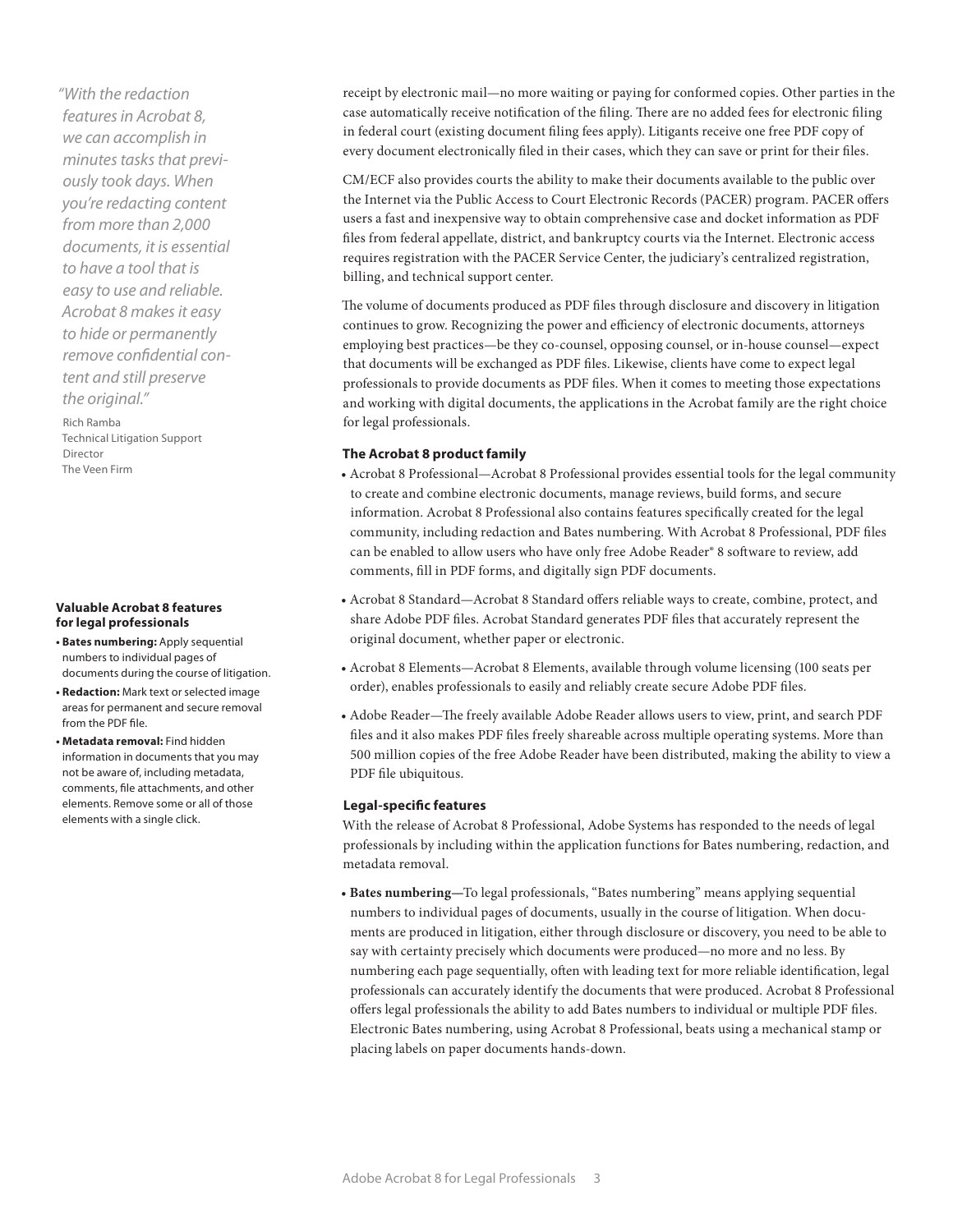receipt by electronic mail—no more waiting or paying for conformed copies. Other parties in the case automatically receive notification of the filing. There are no added fees for electronic filing in federal court (existing document filing fees apply). Litigants receive one free PDF copy of every document electronically filed in their cases, which they can save or print for their files.

CM/ECF also provides courts the ability to make their documents available to the public over the Internet via the Public Access to Court Electronic Records (PACER) program. PACER offers users a fast and inexpensive way to obtain comprehensive case and docket information as PDF files from federal appellate, district, and bankruptcy courts via the Internet. Electronic access requires registration with the PACER Service Center, the judiciary's centralized registration, billing, and technical support center.

The volume of documents produced as PDF files through disclosure and discovery in litigation continues to grow. Recognizing the power and efficiency of electronic documents, attorneys employing best practices—be they co-counsel, opposing counsel, or in-house counsel—expect that documents will be exchanged as PDF files. Likewise, clients have come to expect legal professionals to provide documents as PDF files. When it comes to meeting those expectations and working with digital documents, the applications in the Acrobat family are the right choice for legal professionals.

*"With the redaction features in Acrobat 8, we can accomplish in minutes tasks that previously took days. When you're redacting content from more than 2,000 documents, it is essential to have a tool that is easy to use and reliable. Acrobat 8 makes it easy to hide or permanently remove confidential content and still preserve the original."*

Rich Ramba
Technical Litigation Support Director
The Veen Firm

### The Acrobat 8 product family

- Acrobat 8 Professional—Acrobat 8 Professional provides essential tools for the legal community to create and combine electronic documents, manage reviews, build forms, and secure information. Acrobat 8 Professional also contains features specifically created for the legal community, including redaction and Bates numbering. With Acrobat 8 Professional, PDF files can be enabled to allow users who have only free Adobe Reader® 8 software to review, add comments, fill in PDF forms, and digitally sign PDF documents.
- Acrobat 8 Standard—Acrobat 8 Standard offers reliable ways to create, combine, protect, and share Adobe PDF files. Acrobat Standard generates PDF files that accurately represent the original document, whether paper or electronic.
- Acrobat 8 Elements—Acrobat 8 Elements, available through volume licensing (100 seats per order), enables professionals to easily and reliably create secure Adobe PDF files.
- Adobe Reader—The freely available Adobe Reader allows users to view, print, and search PDF files and it also makes PDF files freely shareable across multiple operating systems. More than 500 million copies of the free Adobe Reader have been distributed, making the ability to view a PDF file ubiquitous.

**Valuable Acrobat 8 features for legal professionals**

- **Bates numbering:** Apply sequential numbers to individual pages of documents during the course of litigation.
- **Redaction:** Mark text or selected image areas for permanent and secure removal from the PDF file.
- **Metadata removal:** Find hidden information in documents that you may not be aware of, including metadata, comments, file attachments, and other elements. Remove some or all of those elements with a single click.

### Legal-specific features

With the release of Acrobat 8 Professional, Adobe Systems has responded to the needs of legal professionals by including within the application functions for Bates numbering, redaction, and metadata removal.

- **Bates numbering—**To legal professionals, "Bates numbering" means applying sequential numbers to individual pages of documents, usually in the course of litigation. When documents are produced in litigation, either through disclosure or discovery, you need to be able to say with certainty precisely which documents were produced—no more and no less. By numbering each page sequentially, often with leading text for more reliable identification, legal professionals can accurately identify the documents that were produced. Acrobat 8 Professional offers legal professionals the ability to add Bates numbers to individual or multiple PDF files. Electronic Bates numbering, using Acrobat 8 Professional, beats using a mechanical stamp or placing labels on paper documents hands-down.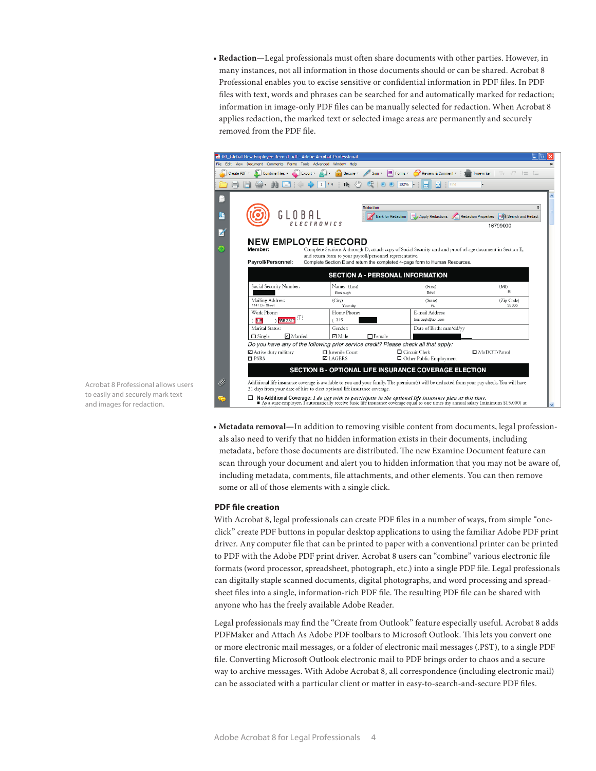- **Redaction**—Legal professionals must often share documents with other parties. However, in many instances, not all information in those documents should or can be shared. Acrobat 8 Professional enables you to excise sensitive or confidential information in PDF files. In PDF files with text, words and phrases can be searched for and automatically marked for redaction; information in image-only PDF files can be manually selected for redaction. When Acrobat 8 applies redaction, the marked text or selected image areas are permanently and securely removed from the PDF file.

Acrobat 8 Professional allows users to easily and securely mark text and images for redaction.

- **Metadata removal**—In addition to removing visible content from documents, legal professionals also need to verify that no hidden information exists in their documents, including metadata, before those documents are distributed. The new Examine Document feature can scan through your document and alert you to hidden information that you may not be aware of, including metadata, comments, file attachments, and other elements. You can then remove some or all of those elements with a single click.

### PDF file creation

With Acrobat 8, legal professionals can create PDF files in a number of ways, from simple "one-click" create PDF buttons in popular desktop applications to using the familiar Adobe PDF print driver. Any computer file that can be printed to paper with a conventional printer can be printed to PDF with the Adobe PDF print driver. Acrobat 8 users can "combine" various electronic file formats (word processor, spreadsheet, photograph, etc.) into a single PDF file. Legal professionals can digitally staple scanned documents, digital photographs, and word processing and spreadsheet files into a single, information-rich PDF file. The resulting PDF file can be shared with anyone who has the freely available Adobe Reader.

Legal professionals may find the "Create from Outlook" feature especially useful. Acrobat 8 adds PDFMaker and Attach As Adobe PDF toolbars to Microsoft Outlook. This lets you convert one or more electronic mail messages, or a folder of electronic mail messages (.PST), to a single PDF file. Converting Microsoft Outlook electronic mail to PDF brings order to chaos and a secure way to archive messages. With Adobe Acrobat 8, all correspondence (including electronic mail) can be associated with a particular client or matter in easy-to-search-and-secure PDF files.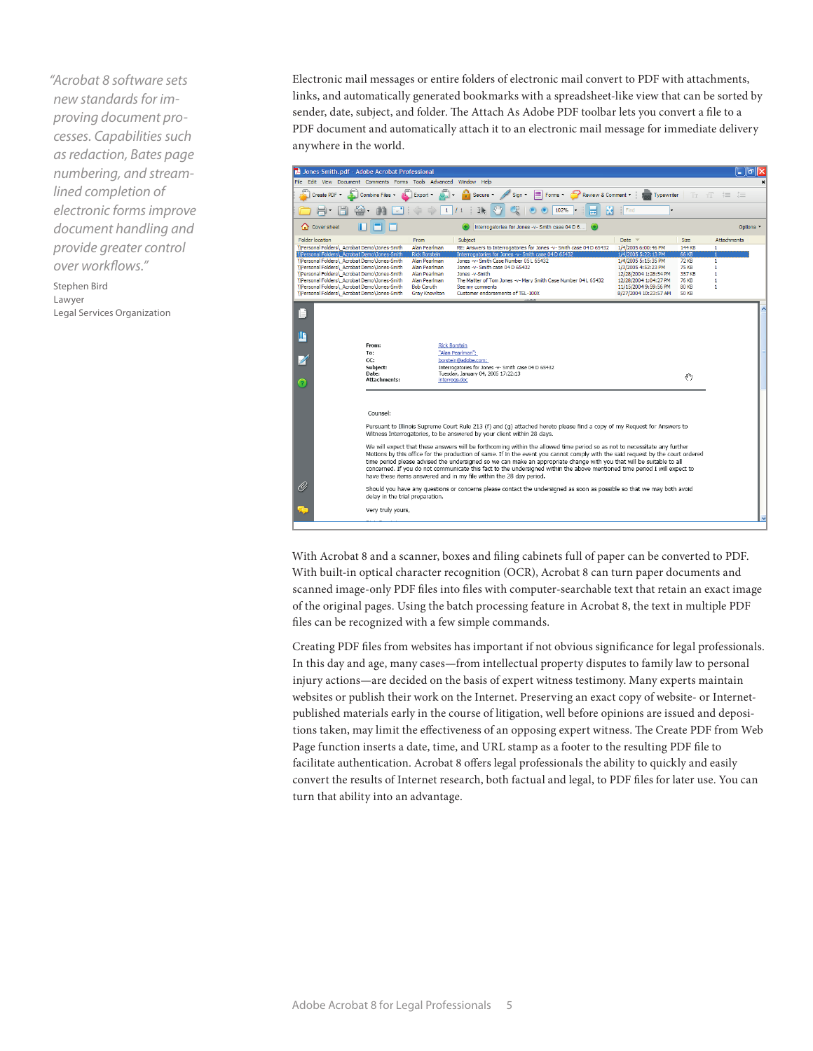*"Acrobat 8 software sets new standards for improving document processes. Capabilities such as redaction, Bates page numbering, and streamlined completion of electronic forms improve document handling and provide greater control over workflows."*

Stephen Bird
Lawyer
Legal Services Organization

Electronic mail messages or entire folders of electronic mail convert to PDF with attachments, links, and automatically generated bookmarks with a spreadsheet-like view that can be sorted by sender, date, subject, and folder. The Attach As Adobe PDF toolbar lets you convert a file to a PDF document and automatically attach it to an electronic mail message for immediate delivery anywhere in the world.

With Acrobat 8 and a scanner, boxes and filing cabinets full of paper can be converted to PDF. With built-in optical character recognition (OCR), Acrobat 8 can turn paper documents and scanned image-only PDF files into files with computer-searchable text that retain an exact image of the original pages. Using the batch processing feature in Acrobat 8, the text in multiple PDF files can be recognized with a few simple commands.

Creating PDF files from websites has important if not obvious significance for legal professionals. In this day and age, many cases—from intellectual property disputes to family law to personal injury actions—are decided on the basis of expert witness testimony. Many experts maintain websites or publish their work on the Internet. Preserving an exact copy of website- or Internet-published materials early in the course of litigation, well before opinions are issued and depositions taken, may limit the effectiveness of an opposing expert witness. The Create PDF from Web Page function inserts a date, time, and URL stamp as a footer to the resulting PDF file to facilitate authentication. Acrobat 8 offers legal professionals the ability to quickly and easily convert the results of Internet research, both factual and legal, to PDF files for later use. You can turn that ability into an advantage.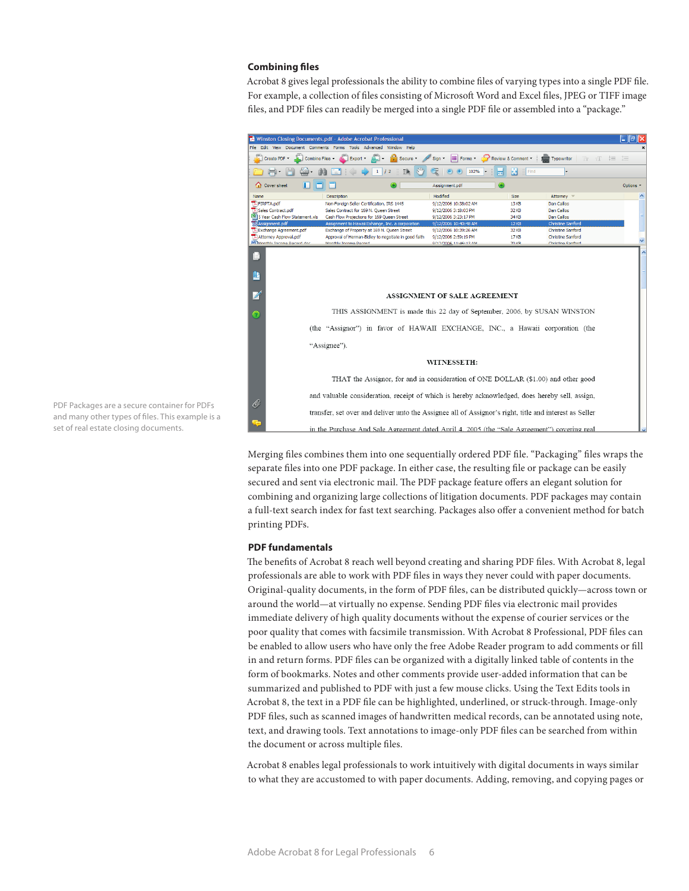## Combining files

Acrobat 8 gives legal professionals the ability to combine files of varying types into a single PDF file. For example, a collection of files consisting of Microsoft Word and Excel files, JPEG or TIFF image files, and PDF files can readily be merged into a single PDF file or assembled into a "package."

PDF Packages are a secure container for PDFs and many other types of files. This example is a set of real estate closing documents.

Merging files combines them into one sequentially ordered PDF file. "Packaging" files wraps the separate files into one PDF package. In either case, the resulting file or package can be easily secured and sent via electronic mail. The PDF package feature offers an elegant solution for combining and organizing large collections of litigation documents. PDF packages may contain a full-text search index for fast text searching. Packages also offer a convenient method for batch printing PDFs.

## PDF fundamentals

The benefits of Acrobat 8 reach well beyond creating and sharing PDF files. With Acrobat 8, legal professionals are able to work with PDF files in ways they never could with paper documents. Original-quality documents, in the form of PDF files, can be distributed quickly—across town or around the world—at virtually no expense. Sending PDF files via electronic mail provides immediate delivery of high quality documents without the expense of courier services or the poor quality that comes with facsimile transmission. With Acrobat 8 Professional, PDF files can be enabled to allow users who have only the free Adobe Reader program to add comments or fill in and return forms. PDF files can be organized with a digitally linked table of contents in the form of bookmarks. Notes and other comments provide user-added information that can be summarized and published to PDF with just a few mouse clicks. Using the Text Edits tools in Acrobat 8, the text in a PDF file can be highlighted, underlined, or struck-through. Image-only PDF files, such as scanned images of handwritten medical records, can be annotated using note, text, and drawing tools. Text annotations to image-only PDF files can be searched from within the document or across multiple files.

Acrobat 8 enables legal professionals to work intuitively with digital documents in ways similar to what they are accustomed to with paper documents. Adding, removing, and copying pages or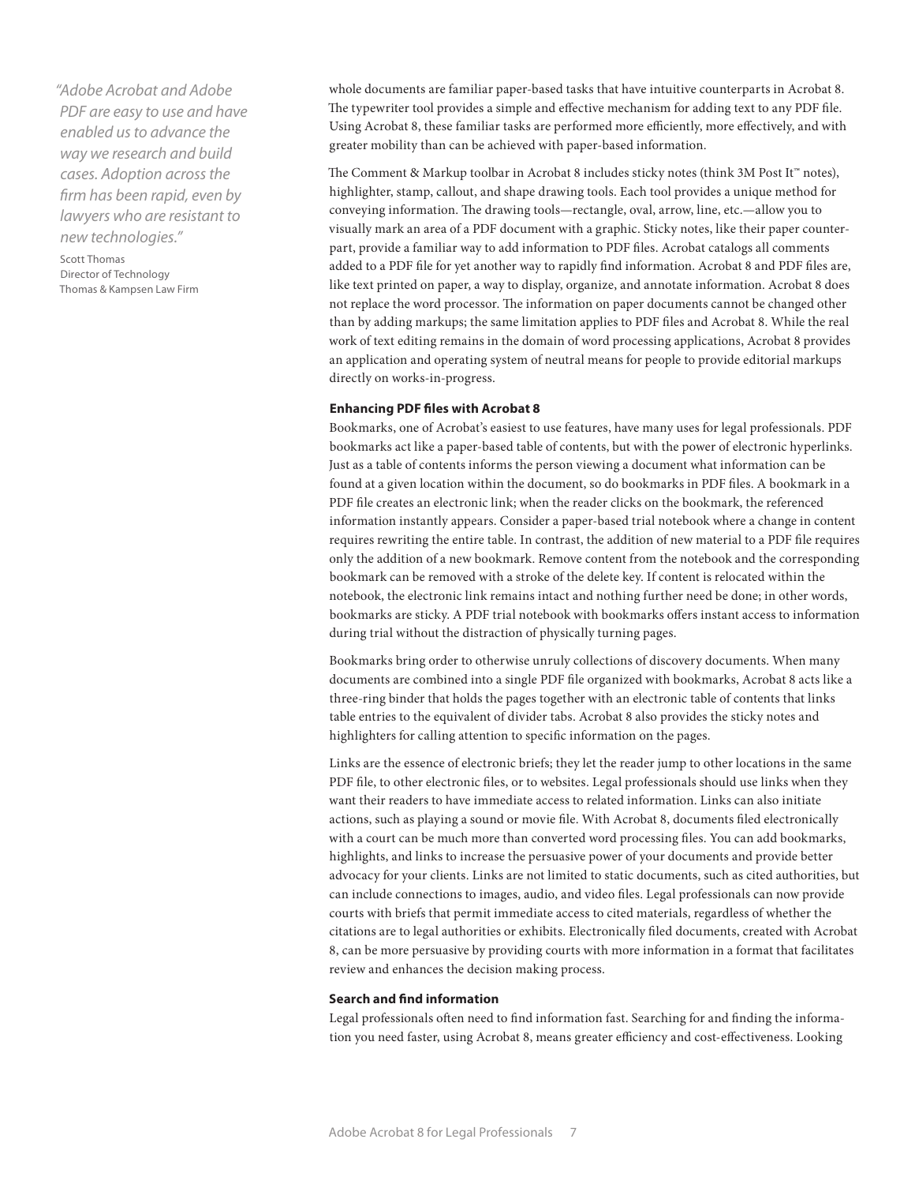> *"Adobe Acrobat and Adobe PDF are easy to use and have enabled us to advance the way we research and build cases. Adoption across the firm has been rapid, even by lawyers who are resistant to new technologies."*
>
> Scott Thomas
> Director of Technology
> Thomas & Kampsen Law Firm

whole documents are familiar paper-based tasks that have intuitive counterparts in Acrobat 8. The typewriter tool provides a simple and effective mechanism for adding text to any PDF file. Using Acrobat 8, these familiar tasks are performed more efficiently, more effectively, and with greater mobility than can be achieved with paper-based information.

The Comment & Markup toolbar in Acrobat 8 includes sticky notes (think 3M Post It™ notes), highlighter, stamp, callout, and shape drawing tools. Each tool provides a unique method for conveying information. The drawing tools—rectangle, oval, arrow, line, etc.—allow you to visually mark an area of a PDF document with a graphic. Sticky notes, like their paper counterpart, provide a familiar way to add information to PDF files. Acrobat catalogs all comments added to a PDF file for yet another way to rapidly find information. Acrobat 8 and PDF files are, like text printed on paper, a way to display, organize, and annotate information. Acrobat 8 does not replace the word processor. The information on paper documents cannot be changed other than by adding markups; the same limitation applies to PDF files and Acrobat 8. While the real work of text editing remains in the domain of word processing applications, Acrobat 8 provides an application and operating system of neutral means for people to provide editorial markups directly on works-in-progress.

**Enhancing PDF files with Acrobat 8**

Bookmarks, one of Acrobat's easiest to use features, have many uses for legal professionals. PDF bookmarks act like a paper-based table of contents, but with the power of electronic hyperlinks. Just as a table of contents informs the person viewing a document what information can be found at a given location within the document, so do bookmarks in PDF files. A bookmark in a PDF file creates an electronic link; when the reader clicks on the bookmark, the referenced information instantly appears. Consider a paper-based trial notebook where a change in content requires rewriting the entire table. In contrast, the addition of new material to a PDF file requires only the addition of a new bookmark. Remove content from the notebook and the corresponding bookmark can be removed with a stroke of the delete key. If content is relocated within the notebook, the electronic link remains intact and nothing further need be done; in other words, bookmarks are sticky. A PDF trial notebook with bookmarks offers instant access to information during trial without the distraction of physically turning pages.

Bookmarks bring order to otherwise unruly collections of discovery documents. When many documents are combined into a single PDF file organized with bookmarks, Acrobat 8 acts like a three-ring binder that holds the pages together with an electronic table of contents that links table entries to the equivalent of divider tabs. Acrobat 8 also provides the sticky notes and highlighters for calling attention to specific information on the pages.

Links are the essence of electronic briefs; they let the reader jump to other locations in the same PDF file, to other electronic files, or to websites. Legal professionals should use links when they want their readers to have immediate access to related information. Links can also initiate actions, such as playing a sound or movie file. With Acrobat 8, documents filed electronically with a court can be much more than converted word processing files. You can add bookmarks, highlights, and links to increase the persuasive power of your documents and provide better advocacy for your clients. Links are not limited to static documents, such as cited authorities, but can include connections to images, audio, and video files. Legal professionals can now provide courts with briefs that permit immediate access to cited materials, regardless of whether the citations are to legal authorities or exhibits. Electronically filed documents, created with Acrobat 8, can be more persuasive by providing courts with more information in a format that facilitates review and enhances the decision making process.

**Search and find information**

Legal professionals often need to find information fast. Searching for and finding the information you need faster, using Acrobat 8, means greater efficiency and cost-effectiveness. Looking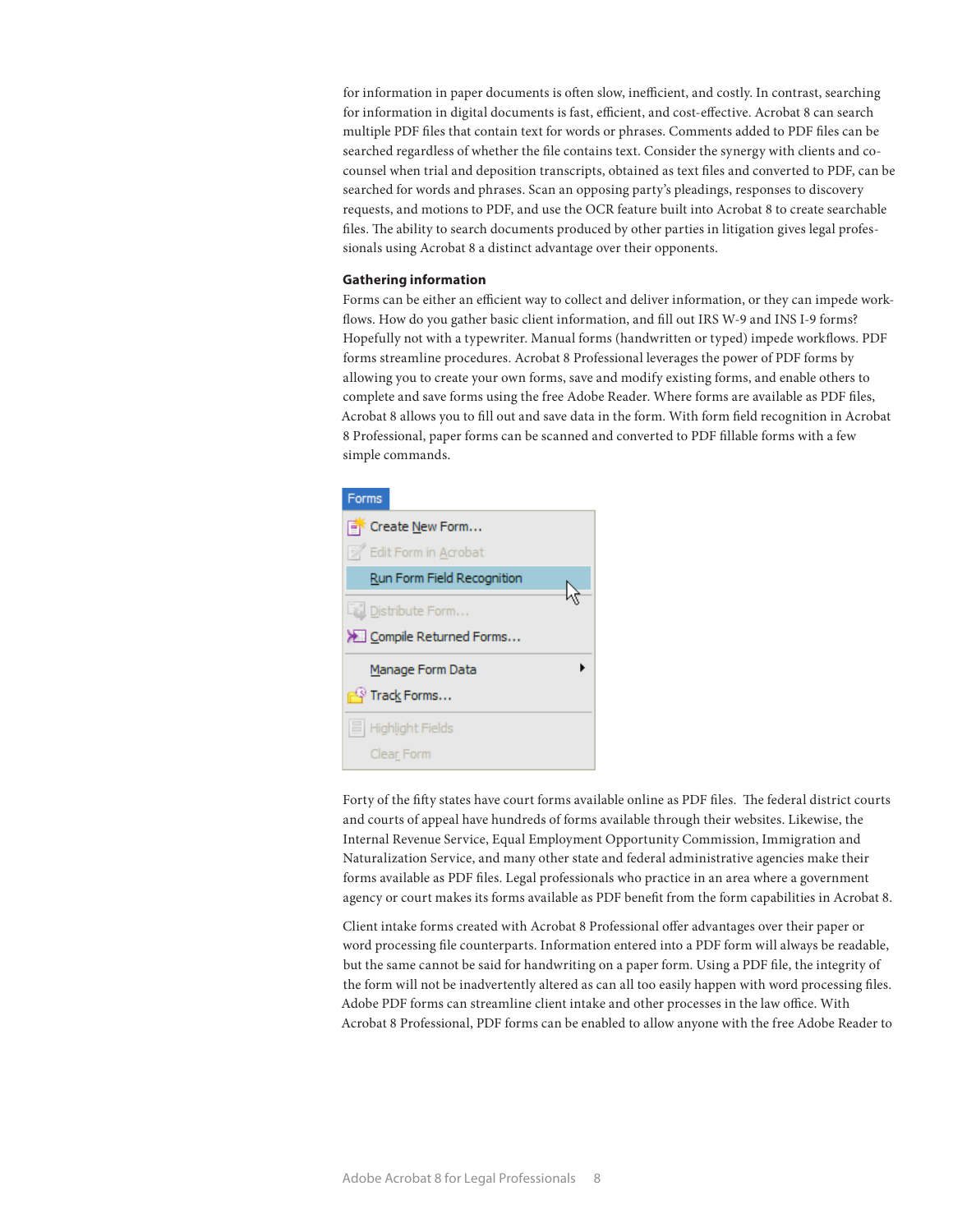for information in paper documents is often slow, inefficient, and costly. In contrast, searching for information in digital documents is fast, efficient, and cost-effective. Acrobat 8 can search multiple PDF files that contain text for words or phrases. Comments added to PDF files can be searched regardless of whether the file contains text. Consider the synergy with clients and co-counsel when trial and deposition transcripts, obtained as text files and converted to PDF, can be searched for words and phrases. Scan an opposing party's pleadings, responses to discovery requests, and motions to PDF, and use the OCR feature built into Acrobat 8 to create searchable files. The ability to search documents produced by other parties in litigation gives legal professionals using Acrobat 8 a distinct advantage over their opponents.

### Gathering information

Forms can be either an efficient way to collect and deliver information, or they can impede workflows. How do you gather basic client information, and fill out IRS W-9 and INS I-9 forms? Hopefully not with a typewriter. Manual forms (handwritten or typed) impede workflows. PDF forms streamline procedures. Acrobat 8 Professional leverages the power of PDF forms by allowing you to create your own forms, save and modify existing forms, and enable others to complete and save forms using the free Adobe Reader. Where forms are available as PDF files, Acrobat 8 allows you to fill out and save data in the form. With form field recognition in Acrobat 8 Professional, paper forms can be scanned and converted to PDF fillable forms with a few simple commands.

Forms
- Create New Form...
- Edit Form in Acrobat
- Run Form Field Recognition
- Distribute Form...
- Compile Returned Forms...
- Manage Form Data
- Track Forms...
- Highlight Fields
- Clear Form

Forty of the fifty states have court forms available online as PDF files. The federal district courts and courts of appeal have hundreds of forms available through their websites. Likewise, the Internal Revenue Service, Equal Employment Opportunity Commission, Immigration and Naturalization Service, and many other state and federal administrative agencies make their forms available as PDF files. Legal professionals who practice in an area where a government agency or court makes its forms available as PDF benefit from the form capabilities in Acrobat 8.

Client intake forms created with Acrobat 8 Professional offer advantages over their paper or word processing file counterparts. Information entered into a PDF form will always be readable, but the same cannot be said for handwriting on a paper form. Using a PDF file, the integrity of the form will not be inadvertently altered as can all too easily happen with word processing files. Adobe PDF forms can streamline client intake and other processes in the law office. With Acrobat 8 Professional, PDF forms can be enabled to allow anyone with the free Adobe Reader to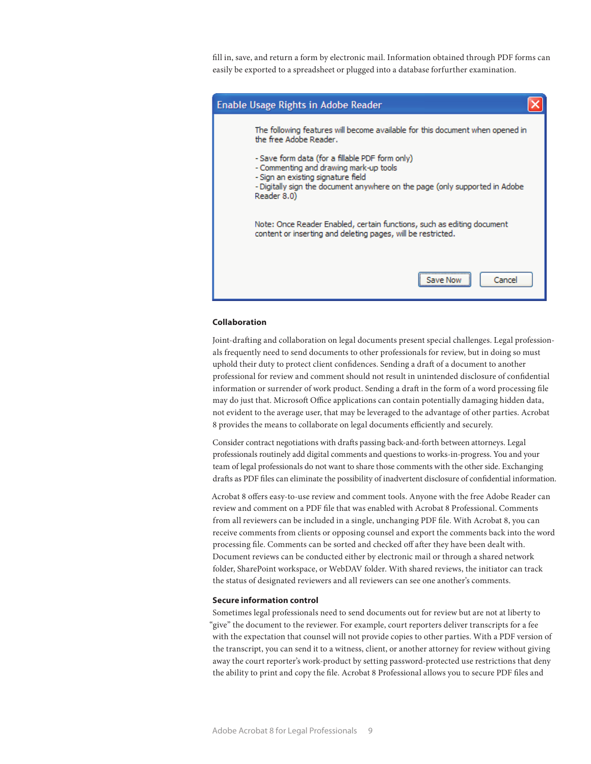fill in, save, and return a form by electronic mail. Information obtained through PDF forms can easily be exported to a spreadsheet or plugged into a database forfurther examination.

**Enable Usage Rights in Adobe Reader**

The following features will become available for this document when opened in the free Adobe Reader.

- Save form data (for a fillable PDF form only)
- Commenting and drawing mark-up tools
- Sign an existing signature field
- Digitally sign the document anywhere on the page (only supported in Adobe Reader 8.0)

Note: Once Reader Enabled, certain functions, such as editing document content or inserting and deleting pages, will be restricted.

Save Now | Cancel

**Collaboration**

Joint-drafting and collaboration on legal documents present special challenges. Legal professionals frequently need to send documents to other professionals for review, but in doing so must uphold their duty to protect client confidences. Sending a draft of a document to another professional for review and comment should not result in unintended disclosure of confidential information or surrender of work product. Sending a draft in the form of a word processing file may do just that. Microsoft Office applications can contain potentially damaging hidden data, not evident to the average user, that may be leveraged to the advantage of other parties. Acrobat 8 provides the means to collaborate on legal documents efficiently and securely.

Consider contract negotiations with drafts passing back-and-forth between attorneys. Legal professionals routinely add digital comments and questions to works-in-progress. You and your team of legal professionals do not want to share those comments with the other side. Exchanging drafts as PDF files can eliminate the possibility of inadvertent disclosure of confidential information.

Acrobat 8 offers easy-to-use review and comment tools. Anyone with the free Adobe Reader can review and comment on a PDF file that was enabled with Acrobat 8 Professional. Comments from all reviewers can be included in a single, unchanging PDF file. With Acrobat 8, you can receive comments from clients or opposing counsel and export the comments back into the word processing file. Comments can be sorted and checked off after they have been dealt with. Document reviews can be conducted either by electronic mail or through a shared network folder, SharePoint workspace, or WebDAV folder. With shared reviews, the initiator can track the status of designated reviewers and all reviewers can see one another's comments.

**Secure information control**

Sometimes legal professionals need to send documents out for review but are not at liberty to "give" the document to the reviewer. For example, court reporters deliver transcripts for a fee with the expectation that counsel will not provide copies to other parties. With a PDF version of the transcript, you can send it to a witness, client, or another attorney for review without giving away the court reporter's work-product by setting password-protected use restrictions that deny the ability to print and copy the file. Acrobat 8 Professional allows you to secure PDF files and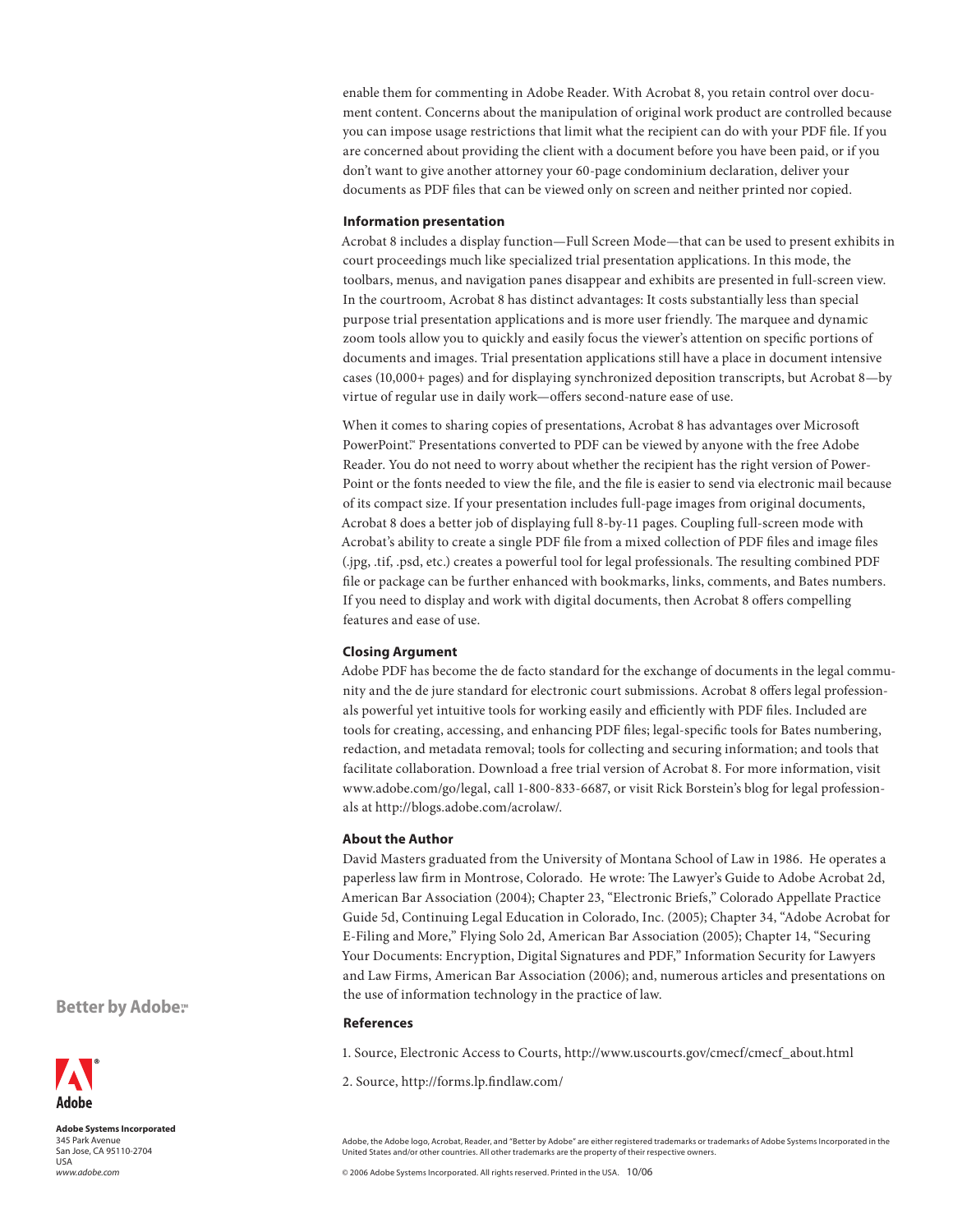enable them for commenting in Adobe Reader. With Acrobat 8, you retain control over document content. Concerns about the manipulation of original work product are controlled because you can impose usage restrictions that limit what the recipient can do with your PDF file. If you are concerned about providing the client with a document before you have been paid, or if you don't want to give another attorney your 60-page condominium declaration, deliver your documents as PDF files that can be viewed only on screen and neither printed nor copied.

### Information presentation

Acrobat 8 includes a display function—Full Screen Mode—that can be used to present exhibits in court proceedings much like specialized trial presentation applications. In this mode, the toolbars, menus, and navigation panes disappear and exhibits are presented in full-screen view. In the courtroom, Acrobat 8 has distinct advantages: It costs substantially less than special purpose trial presentation applications and is more user friendly. The marquee and dynamic zoom tools allow you to quickly and easily focus the viewer's attention on specific portions of documents and images. Trial presentation applications still have a place in document intensive cases (10,000+ pages) and for displaying synchronized deposition transcripts, but Acrobat 8—by virtue of regular use in daily work—offers second-nature ease of use.

When it comes to sharing copies of presentations, Acrobat 8 has advantages over Microsoft PowerPoint.™ Presentations converted to PDF can be viewed by anyone with the free Adobe Reader. You do not need to worry about whether the recipient has the right version of PowerPoint or the fonts needed to view the file, and the file is easier to send via electronic mail because of its compact size. If your presentation includes full-page images from original documents, Acrobat 8 does a better job of displaying full 8-by-11 pages. Coupling full-screen mode with Acrobat's ability to create a single PDF file from a mixed collection of PDF files and image files (.jpg, .tif, .psd, etc.) creates a powerful tool for legal professionals. The resulting combined PDF file or package can be further enhanced with bookmarks, links, comments, and Bates numbers. If you need to display and work with digital documents, then Acrobat 8 offers compelling features and ease of use.

### Closing Argument

Adobe PDF has become the de facto standard for the exchange of documents in the legal community and the de jure standard for electronic court submissions. Acrobat 8 offers legal professionals powerful yet intuitive tools for working easily and efficiently with PDF files. Included are tools for creating, accessing, and enhancing PDF files; legal-specific tools for Bates numbering, redaction, and metadata removal; tools for collecting and securing information; and tools that facilitate collaboration. Download a free trial version of Acrobat 8. For more information, visit www.adobe.com/go/legal, call 1-800-833-6687, or visit Rick Borstein's blog for legal professionals at http://blogs.adobe.com/acrolaw/.

### About the Author

David Masters graduated from the University of Montana School of Law in 1986. He operates a paperless law firm in Montrose, Colorado. He wrote: The Lawyer's Guide to Adobe Acrobat 2d, American Bar Association (2004); Chapter 23, "Electronic Briefs," Colorado Appellate Practice Guide 5d, Continuing Legal Education in Colorado, Inc. (2005); Chapter 34, "Adobe Acrobat for E-Filing and More," Flying Solo 2d, American Bar Association (2005); Chapter 14, "Securing Your Documents: Encryption, Digital Signatures and PDF," Information Security for Lawyers and Law Firms, American Bar Association (2006); and, numerous articles and presentations on the use of information technology in the practice of law.

### References

1. Source, Electronic Access to Courts, http://www.uscourts.gov/cmecf/cmecf_about.html

2. Source, http://forms.lp.findlaw.com/

**Better by Adobe.™**

Adobe

**Adobe Systems Incorporated**
345 Park Avenue
San Jose, CA 95110-2704
USA
*www.adobe.com*

Adobe, the Adobe logo, Acrobat, Reader, and "Better by Adobe" are either registered trademarks or trademarks of Adobe Systems Incorporated in the United States and/or other countries. All other trademarks are the property of their respective owners.

© 2006 Adobe Systems Incorporated. All rights reserved. Printed in the USA. 10/06